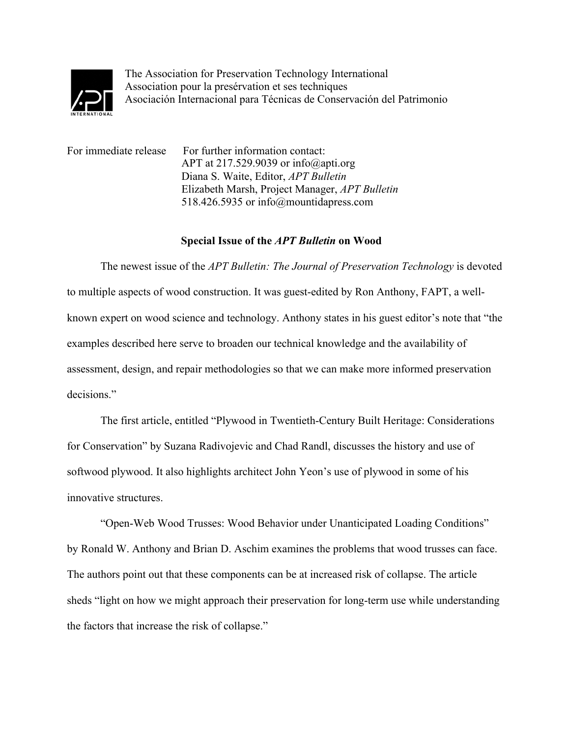The Association for Preservation Technology International
Association pour la presérvation et ses techniques
Asociación Internacional para Técnicas de Conservación del Patrimonio

For immediate release

For further information contact:
APT at 217.529.9039 or info@apti.org
Diana S. Waite, Editor, *APT Bulletin*
Elizabeth Marsh, Project Manager, *APT Bulletin*
518.426.5935 or info@mountidapress.com

## Special Issue of the *APT Bulletin* on Wood

The newest issue of the *APT Bulletin: The Journal of Preservation Technology* is devoted to multiple aspects of wood construction. It was guest-edited by Ron Anthony, FAPT, a well-known expert on wood science and technology. Anthony states in his guest editor's note that "the examples described here serve to broaden our technical knowledge and the availability of assessment, design, and repair methodologies so that we can make more informed preservation decisions."

The first article, entitled "Plywood in Twentieth-Century Built Heritage: Considerations for Conservation" by Suzana Radivojevic and Chad Randl, discusses the history and use of softwood plywood. It also highlights architect John Yeon's use of plywood in some of his innovative structures.

"Open-Web Wood Trusses: Wood Behavior under Unanticipated Loading Conditions" by Ronald W. Anthony and Brian D. Aschim examines the problems that wood trusses can face. The authors point out that these components can be at increased risk of collapse. The article sheds "light on how we might approach their preservation for long-term use while understanding the factors that increase the risk of collapse."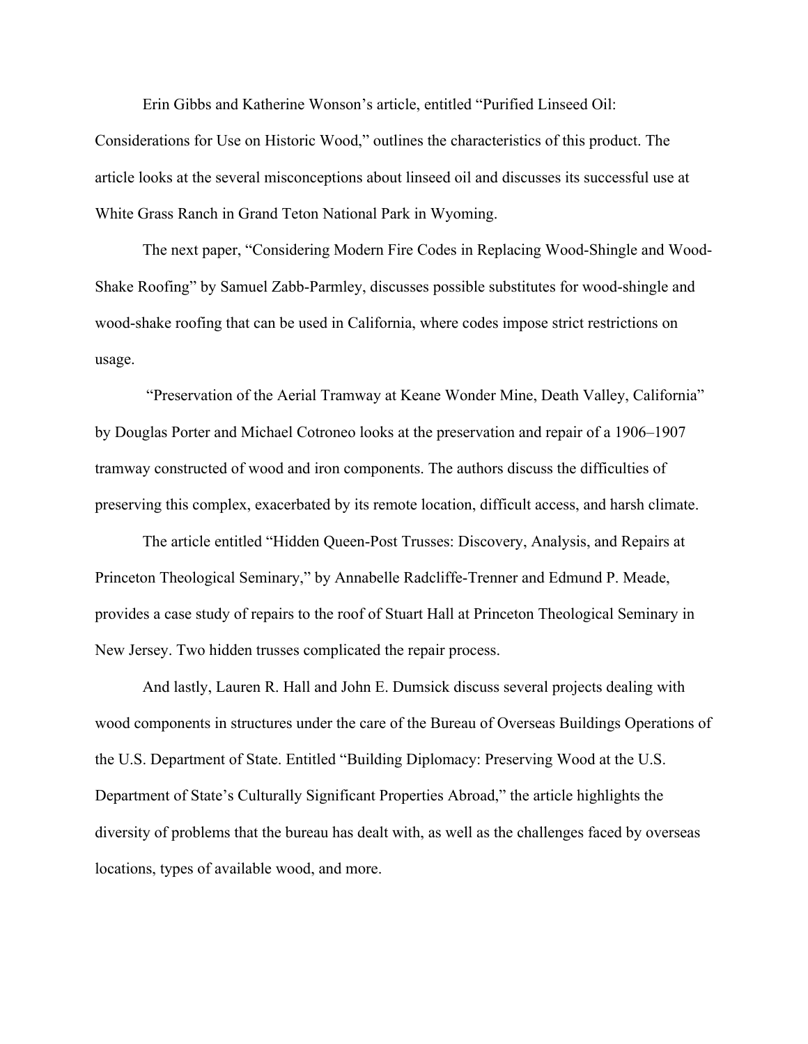Erin Gibbs and Katherine Wonson's article, entitled "Purified Linseed Oil: Considerations for Use on Historic Wood," outlines the characteristics of this product. The article looks at the several misconceptions about linseed oil and discusses its successful use at White Grass Ranch in Grand Teton National Park in Wyoming.

The next paper, "Considering Modern Fire Codes in Replacing Wood-Shingle and Wood-Shake Roofing" by Samuel Zabb-Parmley, discusses possible substitutes for wood-shingle and wood-shake roofing that can be used in California, where codes impose strict restrictions on usage.

"Preservation of the Aerial Tramway at Keane Wonder Mine, Death Valley, California" by Douglas Porter and Michael Cotroneo looks at the preservation and repair of a 1906–1907 tramway constructed of wood and iron components. The authors discuss the difficulties of preserving this complex, exacerbated by its remote location, difficult access, and harsh climate.

The article entitled "Hidden Queen-Post Trusses: Discovery, Analysis, and Repairs at Princeton Theological Seminary," by Annabelle Radcliffe-Trenner and Edmund P. Meade, provides a case study of repairs to the roof of Stuart Hall at Princeton Theological Seminary in New Jersey. Two hidden trusses complicated the repair process.

And lastly, Lauren R. Hall and John E. Dumsick discuss several projects dealing with wood components in structures under the care of the Bureau of Overseas Buildings Operations of the U.S. Department of State. Entitled "Building Diplomacy: Preserving Wood at the U.S. Department of State's Culturally Significant Properties Abroad," the article highlights the diversity of problems that the bureau has dealt with, as well as the challenges faced by overseas locations, types of available wood, and more.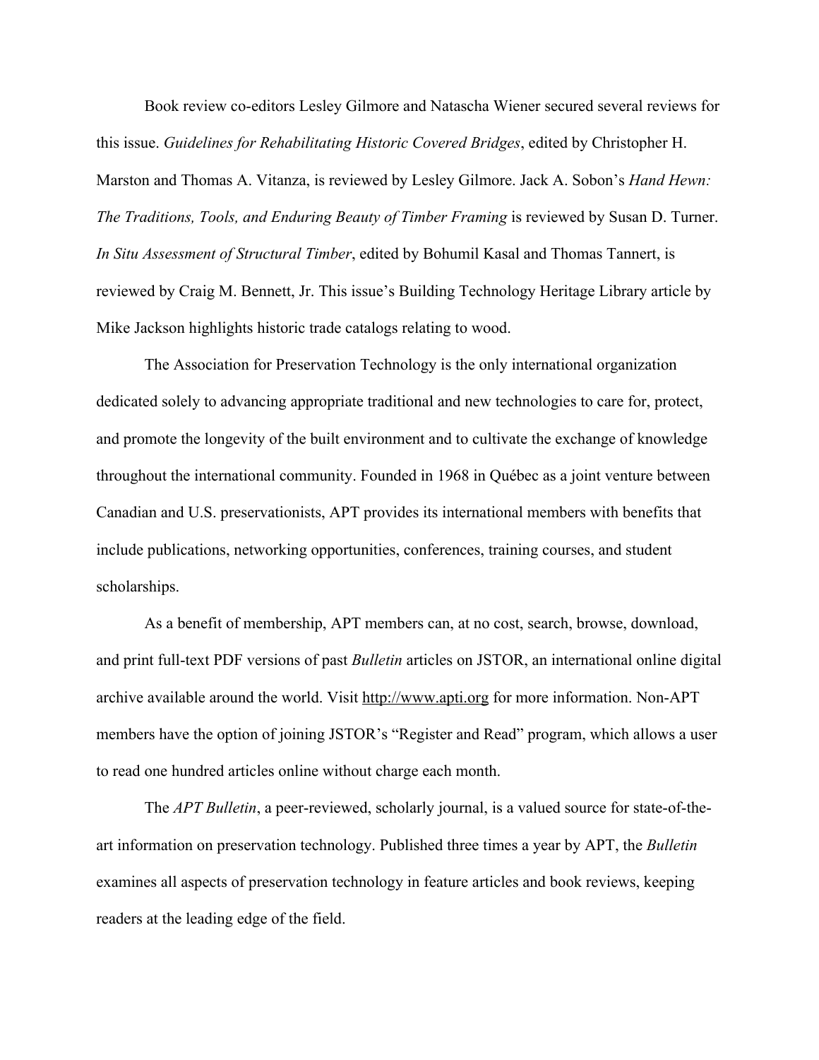Book review co-editors Lesley Gilmore and Natascha Wiener secured several reviews for this issue. *Guidelines for Rehabilitating Historic Covered Bridges*, edited by Christopher H. Marston and Thomas A. Vitanza, is reviewed by Lesley Gilmore. Jack A. Sobon's *Hand Hewn: The Traditions, Tools, and Enduring Beauty of Timber Framing* is reviewed by Susan D. Turner. *In Situ Assessment of Structural Timber*, edited by Bohumil Kasal and Thomas Tannert, is reviewed by Craig M. Bennett, Jr. This issue's Building Technology Heritage Library article by Mike Jackson highlights historic trade catalogs relating to wood.

The Association for Preservation Technology is the only international organization dedicated solely to advancing appropriate traditional and new technologies to care for, protect, and promote the longevity of the built environment and to cultivate the exchange of knowledge throughout the international community. Founded in 1968 in Québec as a joint venture between Canadian and U.S. preservationists, APT provides its international members with benefits that include publications, networking opportunities, conferences, training courses, and student scholarships.

As a benefit of membership, APT members can, at no cost, search, browse, download, and print full-text PDF versions of past *Bulletin* articles on JSTOR, an international online digital archive available around the world. Visit http://www.apti.org for more information. Non-APT members have the option of joining JSTOR's "Register and Read" program, which allows a user to read one hundred articles online without charge each month.

The *APT Bulletin*, a peer-reviewed, scholarly journal, is a valued source for state-of-the-art information on preservation technology. Published three times a year by APT, the *Bulletin* examines all aspects of preservation technology in feature articles and book reviews, keeping readers at the leading edge of the field.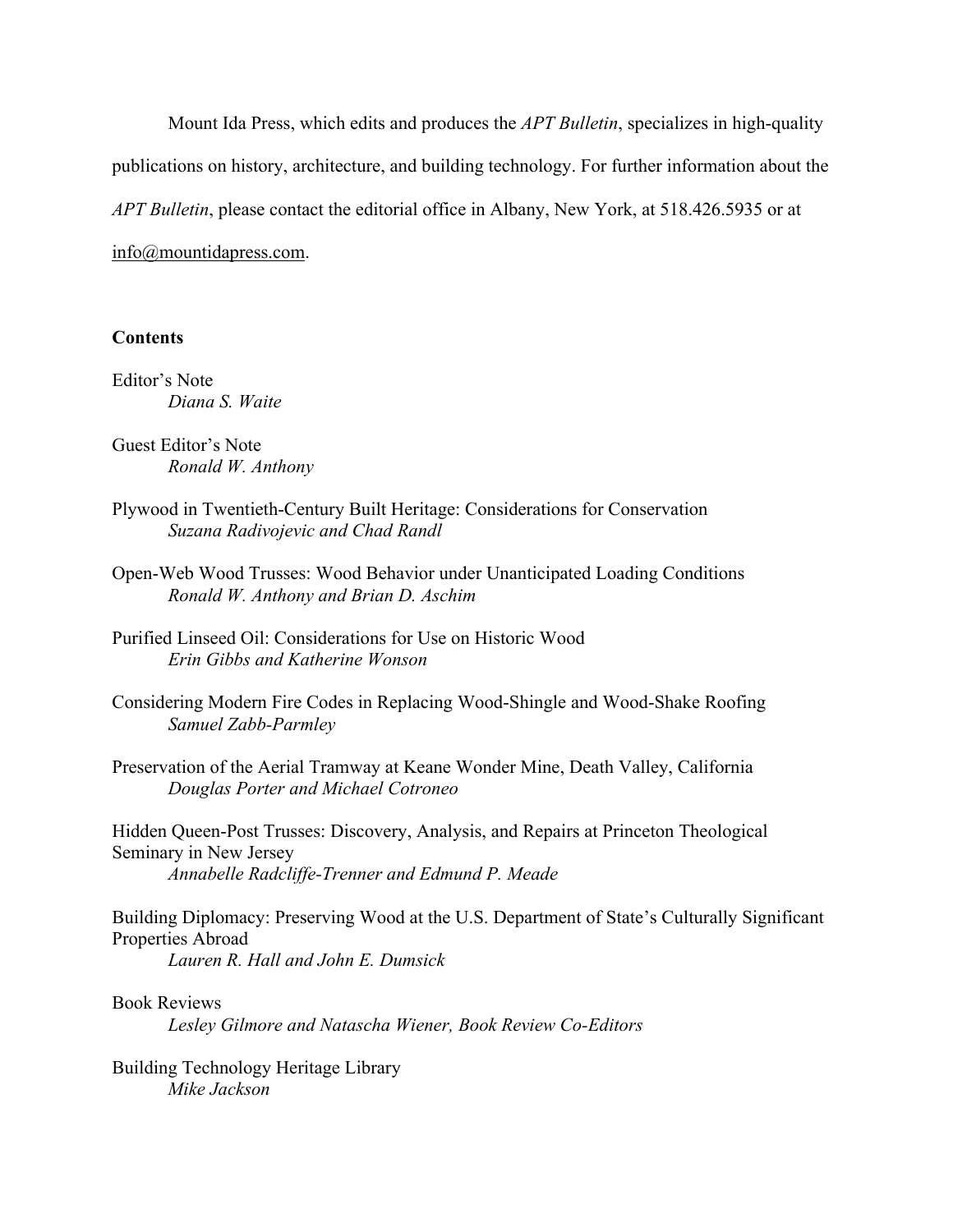Mount Ida Press, which edits and produces the *APT Bulletin*, specializes in high-quality publications on history, architecture, and building technology. For further information about the *APT Bulletin*, please contact the editorial office in Albany, New York, at 518.426.5935 or at info@mountidapress.com.

**Contents**

Editor's Note
*Diana S. Waite*

Guest Editor's Note
*Ronald W. Anthony*

Plywood in Twentieth-Century Built Heritage: Considerations for Conservation
*Suzana Radivojevic and Chad Randl*

Open-Web Wood Trusses: Wood Behavior under Unanticipated Loading Conditions
*Ronald W. Anthony and Brian D. Aschim*

Purified Linseed Oil: Considerations for Use on Historic Wood
*Erin Gibbs and Katherine Wonson*

Considering Modern Fire Codes in Replacing Wood-Shingle and Wood-Shake Roofing
*Samuel Zabb-Parmley*

Preservation of the Aerial Tramway at Keane Wonder Mine, Death Valley, California
*Douglas Porter and Michael Cotroneo*

Hidden Queen-Post Trusses: Discovery, Analysis, and Repairs at Princeton Theological Seminary in New Jersey
*Annabelle Radcliffe-Trenner and Edmund P. Meade*

Building Diplomacy: Preserving Wood at the U.S. Department of State's Culturally Significant Properties Abroad
*Lauren R. Hall and John E. Dumsick*

Book Reviews
*Lesley Gilmore and Natascha Wiener, Book Review Co-Editors*

Building Technology Heritage Library
*Mike Jackson*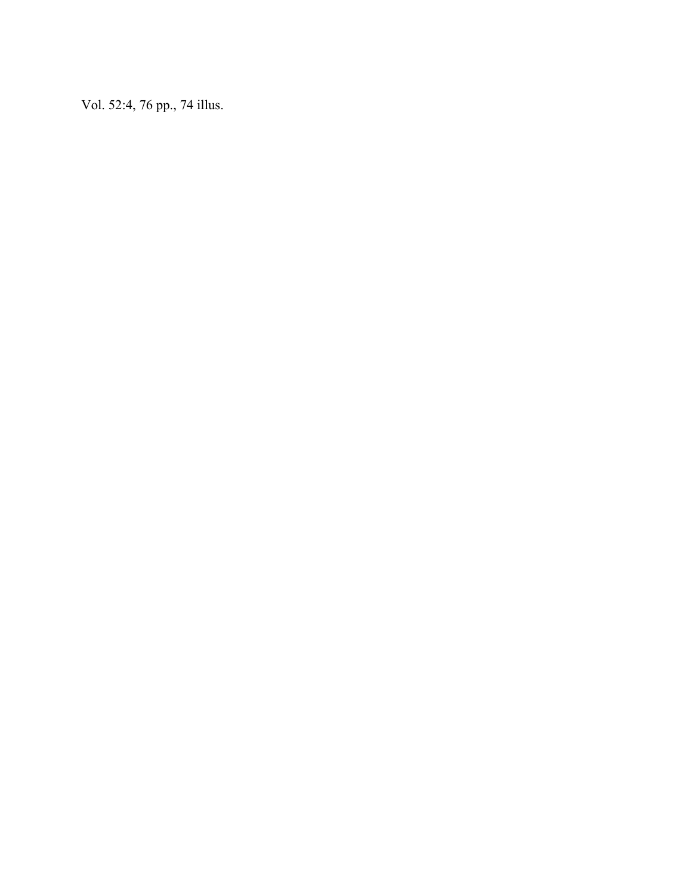Vol. 52:4, 76 pp., 74 illus.